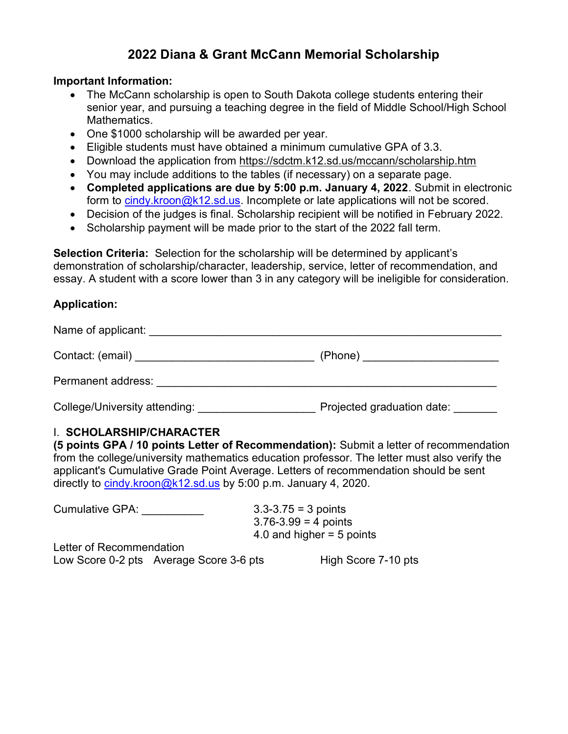# 2022 Diana & Grant McCann Memorial Scholarship

**Important Information:**

- The McCann scholarship is open to South Dakota college students entering their senior year, and pursuing a teaching degree in the field of Middle School/High School Mathematics.
- One $1000 scholarship will be awarded per year.
- Eligible students must have obtained a minimum cumulative GPA of 3.3.
- Download the application from https://sdctm.k12.sd.us/mccann/scholarship.htm
- You may include additions to the tables (if necessary) on a separate page.
- **Completed applications are due by 5:00 p.m. January 4, 2022**. Submit in electronic form to cindy.kroon@k12.sd.us. Incomplete or late applications will not be scored.
- Decision of the judges is final. Scholarship recipient will be notified in February 2022.
- Scholarship payment will be made prior to the start of the 2022 fall term.

**Selection Criteria:** Selection for the scholarship will be determined by applicant's demonstration of scholarship/character, leadership, service, letter of recommendation, and essay. A student with a score lower than 3 in any category will be ineligible for consideration.

**Application:**

Name of applicant: ___________________________________________________________

Contact: (email) ______________________________ (Phone) ______________________

Permanent address: _________________________________________________________

College/University attending: ___________________ Projected graduation date: _______

## I. SCHOLARSHIP/CHARACTER

**(5 points GPA / 10 points Letter of Recommendation):** Submit a letter of recommendation from the college/university mathematics education professor. The letter must also verify the applicant's Cumulative Grade Point Average. Letters of recommendation should be sent directly to cindy.kroon@k12.sd.us by 5:00 p.m. January 4, 2020.

Cumulative GPA: __________

- 3.3-3.75 = 3 points
- 3.76-3.99 = 4 points
- 4.0 and higher = 5 points

Letter of Recommendation

Low Score 0-2 pts    Average Score 3-6 pts    High Score 7-10 pts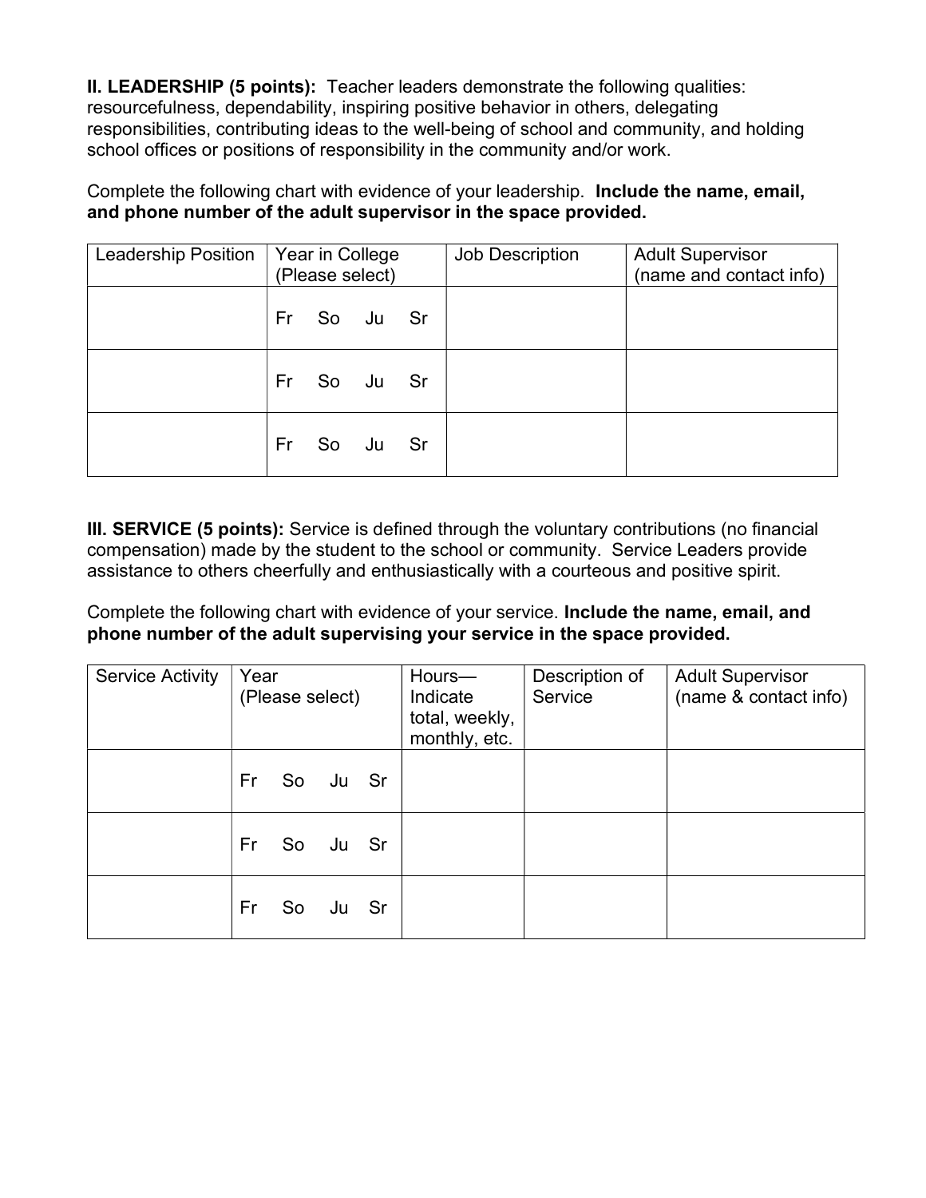**II. LEADERSHIP (5 points):** Teacher leaders demonstrate the following qualities: resourcefulness, dependability, inspiring positive behavior in others, delegating responsibilities, contributing ideas to the well-being of school and community, and holding school offices or positions of responsibility in the community and/or work.

Complete the following chart with evidence of your leadership. **Include the name, email, and phone number of the adult supervisor in the space provided.**

| Leadership Position | Year in College (Please select) | Job Description | Adult Supervisor (name and contact info) |
|---|---|---|---|
| | Fr So Ju Sr | | |
| | Fr So Ju Sr | | |
| | Fr So Ju Sr | | |

**III. SERVICE (5 points):** Service is defined through the voluntary contributions (no financial compensation) made by the student to the school or community. Service Leaders provide assistance to others cheerfully and enthusiastically with a courteous and positive spirit.

Complete the following chart with evidence of your service. **Include the name, email, and phone number of the adult supervising your service in the space provided.**

| Service Activity | Year (Please select) | Hours—Indicate total, weekly, monthly, etc. | Description of Service | Adult Supervisor (name & contact info) |
|---|---|---|---|---|
| | Fr So Ju Sr | | | |
| | Fr So Ju Sr | | | |
| | Fr So Ju Sr | | | |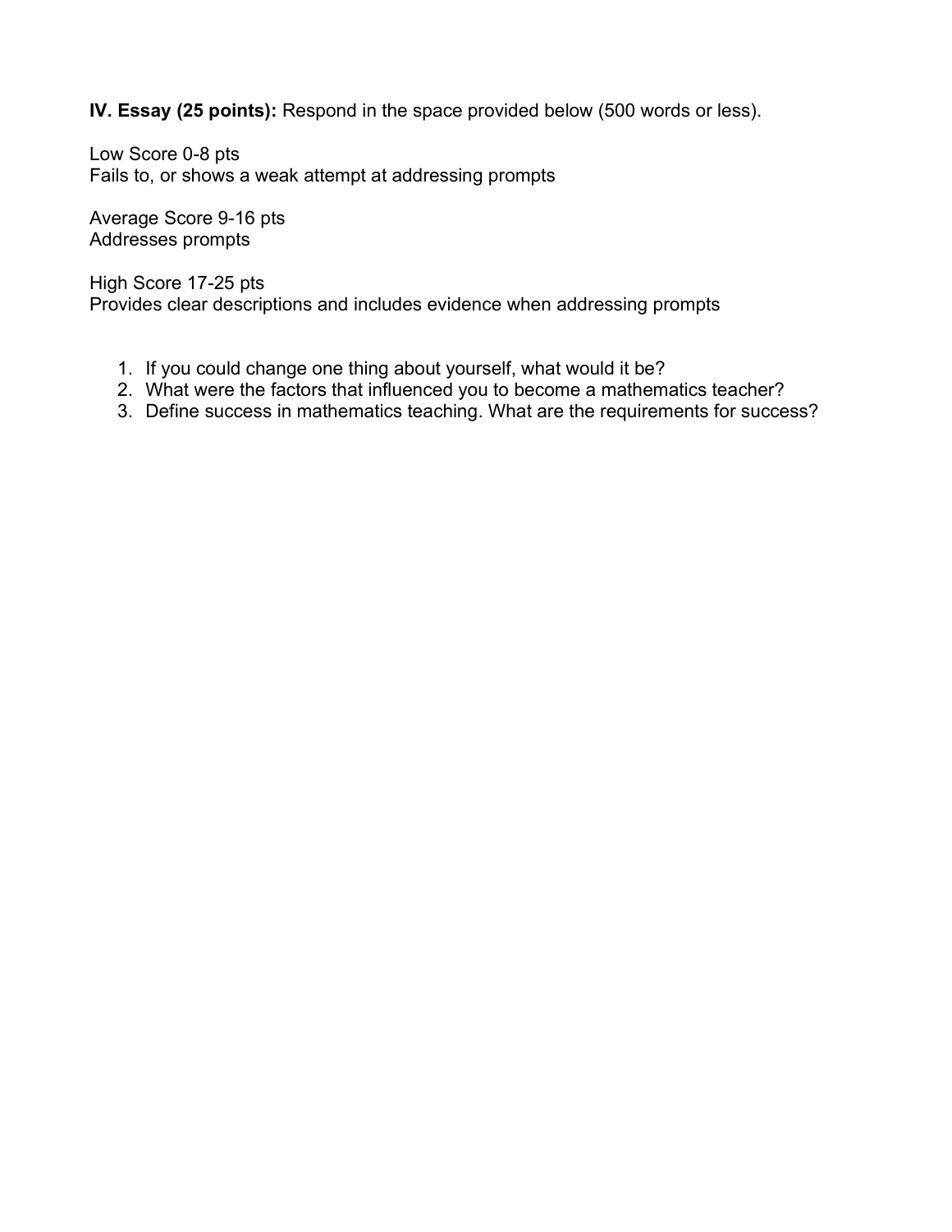**IV. Essay (25 points):** Respond in the space provided below (500 words or less).

Low Score 0-8 pts
Fails to, or shows a weak attempt at addressing prompts

Average Score 9-16 pts
Addresses prompts

High Score 17-25 pts
Provides clear descriptions and includes evidence when addressing prompts

1. If you could change one thing about yourself, what would it be?
2. What were the factors that influenced you to become a mathematics teacher?
3. Define success in mathematics teaching. What are the requirements for success?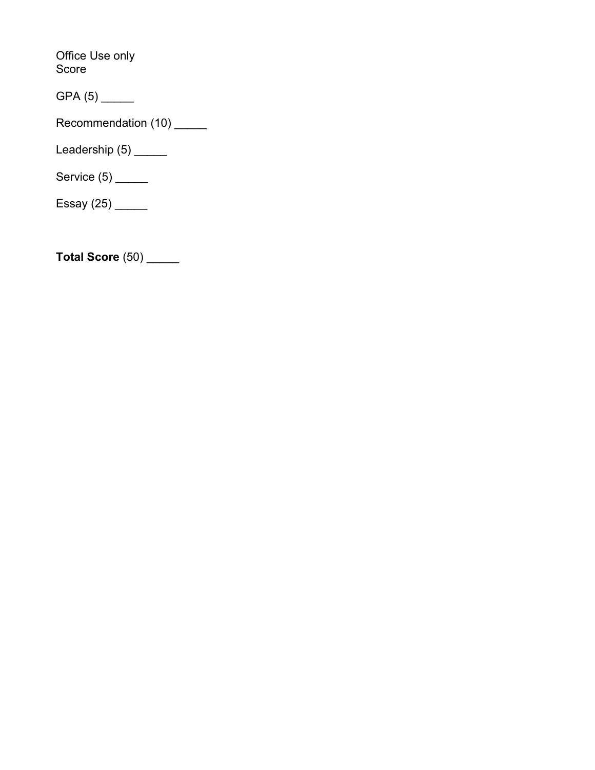Office Use only
Score

GPA (5) _____

Recommendation (10) _____

Leadership (5) _____

Service (5) _____

Essay (25) _____

**Total Score** (50) _____